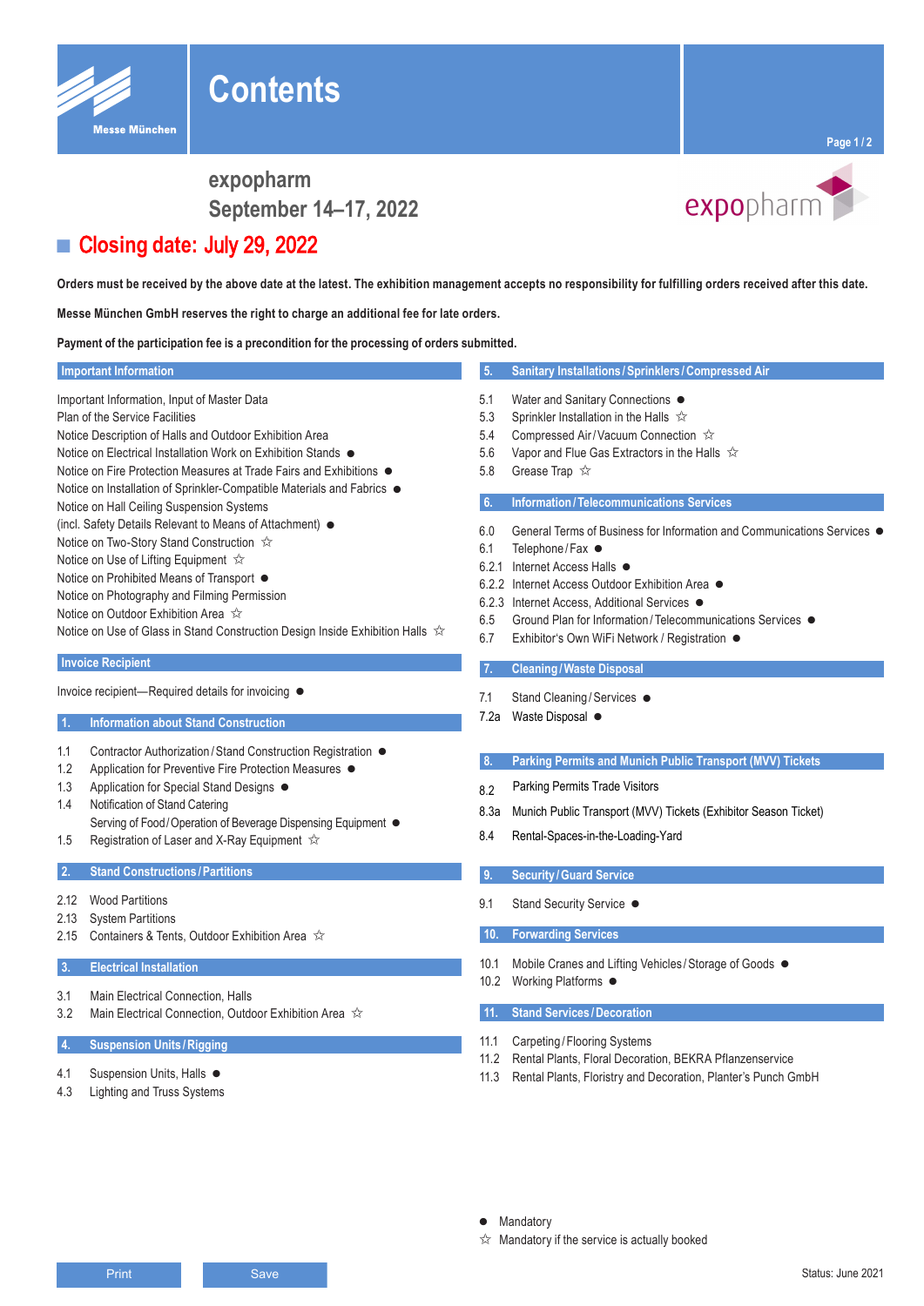# Contents

Messe München

**expopharm**
**September 14–17, 2022**

## Closing date: July 29, 2022

**Orders must be received by the above date at the latest. The exhibition management accepts no responsibility for fulfilling orders received after this date.**

**Messe München GmbH reserves the right to charge an additional fee for late orders.**

**Payment of the participation fee is a precondition for the processing of orders submitted.**

### Important Information

Important Information, Input of Master Data
Plan of the Service Facilities
Notice Description of Halls and Outdoor Exhibition Area
Notice on Electrical Installation Work on Exhibition Stands ●
Notice on Fire Protection Measures at Trade Fairs and Exhibitions ●
Notice on Installation of Sprinkler-Compatible Materials and Fabrics ●
Notice on Hall Ceiling Suspension Systems
(incl. Safety Details Relevant to Means of Attachment) ●
Notice on Two-Story Stand Construction ☆
Notice on Use of Lifting Equipment ☆
Notice on Prohibited Means of Transport ●
Notice on Photography and Filming Permission
Notice on Outdoor Exhibition Area ☆
Notice on Use of Glass in Stand Construction Design Inside Exhibition Halls ☆

### Invoice Recipient

Invoice recipient—Required details for invoicing ●

### 1. Information about Stand Construction

1.1 Contractor Authorization / Stand Construction Registration ●
1.2 Application for Preventive Fire Protection Measures ●
1.3 Application for Special Stand Designs ●
1.4 Notification of Stand Catering
Serving of Food / Operation of Beverage Dispensing Equipment ●
1.5 Registration of Laser and X-Ray Equipment ☆

### 2. Stand Constructions / Partitions

2.12 Wood Partitions
2.13 System Partitions
2.15 Containers & Tents, Outdoor Exhibition Area ☆

### 3. Electrical Installation

3.1 Main Electrical Connection, Halls
3.2 Main Electrical Connection, Outdoor Exhibition Area ☆

### 4. Suspension Units / Rigging

4.1 Suspension Units, Halls ●
4.3 Lighting and Truss Systems

### 5. Sanitary Installations / Sprinklers / Compressed Air

5.1 Water and Sanitary Connections ●
5.3 Sprinkler Installation in the Halls ☆
5.4 Compressed Air / Vacuum Connection ☆
5.6 Vapor and Flue Gas Extractors in the Halls ☆
5.8 Grease Trap ☆

### 6. Information / Telecommunications Services

6.0 General Terms of Business for Information and Communications Services ●
6.1 Telephone / Fax ●
6.2.1 Internet Access Halls ●
6.2.2 Internet Access Outdoor Exhibition Area ●
6.2.3 Internet Access, Additional Services ●
6.5 Ground Plan for Information / Telecommunications Services ●
6.7 Exhibitor's Own WiFi Network / Registration ●

### 7. Cleaning / Waste Disposal

7.1 Stand Cleaning / Services ●
7.2a Waste Disposal ●

### 8. Parking Permits and Munich Public Transport (MVV) Tickets

8.2 Parking Permits Trade Visitors
8.3a Munich Public Transport (MVV) Tickets (Exhibitor Season Ticket)
8.4 Rental-Spaces-in-the-Loading-Yard

### 9. Security / Guard Service

9.1 Stand Security Service ●

### 10. Forwarding Services

10.1 Mobile Cranes and Lifting Vehicles / Storage of Goods ●
10.2 Working Platforms ●

### 11. Stand Services / Decoration

11.1 Carpeting / Flooring Systems
11.2 Rental Plants, Floral Decoration, BEKRA Pflanzenservice
11.3 Rental Plants, Floristry and Decoration, Planter's Punch GmbH

● Mandatory
☆ Mandatory if the service is actually booked

Print Save

Status: June 2021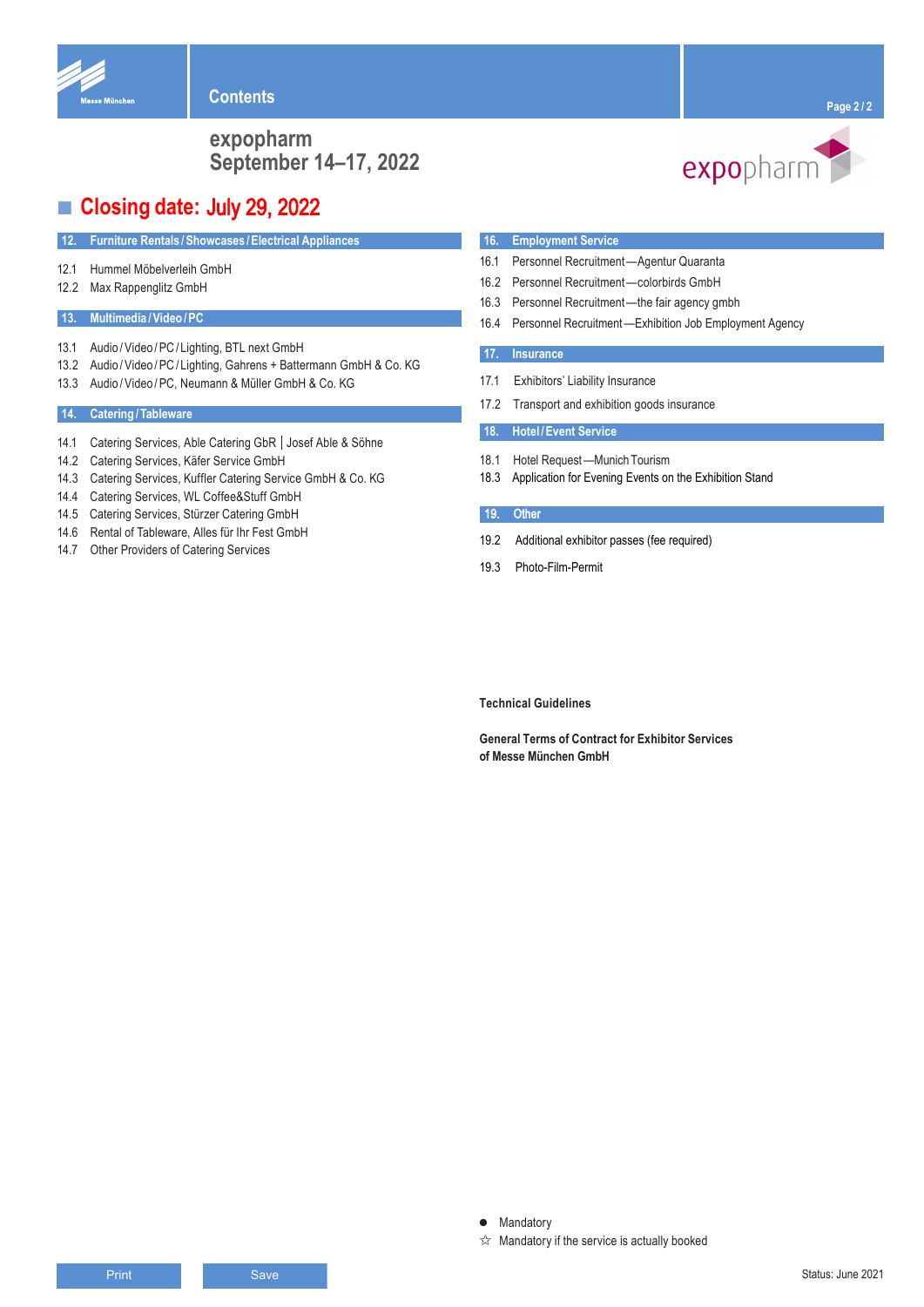# Contents

**expopharm**
**September 14–17, 2022**

## Closing date: July 29, 2022

### 12. Furniture Rentals / Showcases / Electrical Appliances

12.1 Hummel Möbelverleih GmbH
12.2 Max Rappenglitz GmbH

### 13. Multimedia / Video / PC

13.1 Audio / Video / PC / Lighting, BTL next GmbH
13.2 Audio / Video / PC / Lighting, Gahrens + Battermann GmbH & Co. KG
13.3 Audio / Video / PC, Neumann & Müller GmbH & Co. KG

### 14. Catering / Tableware

14.1 Catering Services, Able Catering GbR | Josef Able & Söhne
14.2 Catering Services, Käfer Service GmbH
14.3 Catering Services, Kuffler Catering Service GmbH & Co. KG
14.4 Catering Services, WL Coffee&Stuff GmbH
14.5 Catering Services, Stürzer Catering GmbH
14.6 Rental of Tableware, Alles für Ihr Fest GmbH
14.7 Other Providers of Catering Services

### 16. Employment Service

16.1 Personnel Recruitment—Agentur Quaranta
16.2 Personnel Recruitment—colorbirds GmbH
16.3 Personnel Recruitment—the fair agency gmbh
16.4 Personnel Recruitment—Exhibition Job Employment Agency

### 17. Insurance

17.1 Exhibitors' Liability Insurance
17.2 Transport and exhibition goods insurance

### 18. Hotel / Event Service

18.1 Hotel Request—Munich Tourism
18.3 Application for Evening Events on the Exhibition Stand

### 19. Other

19.2 Additional exhibitor passes (fee required)
19.3 Photo-Film-Permit

**Technical Guidelines**

**General Terms of Contract for Exhibitor Services of Messe München GmbH**

● Mandatory
☆ Mandatory if the service is actually booked

Print | Save

Status: June 2021